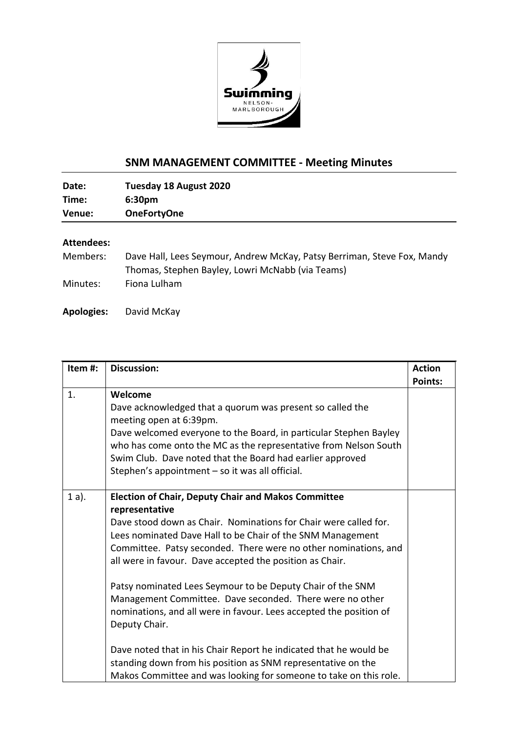## SNM MANAGEMENT COMMITTEE - Meeting Minutes

**Date:** Tuesday 18 August 2020
**Time:** 6:30pm
**Venue:** OneFortyOne

**Attendees:**

Members: Dave Hall, Lees Seymour, Andrew McKay, Patsy Berriman, Steve Fox, Mandy Thomas, Stephen Bayley, Lowri McNabb (via Teams)

Minutes: Fiona Lulham

**Apologies:** David McKay

| Item #: | Discussion: | Action Points: |
|---|---|---|
| 1. | **Welcome**<br>Dave acknowledged that a quorum was present so called the meeting open at 6:39pm.<br>Dave welcomed everyone to the Board, in particular Stephen Bayley who has come onto the MC as the representative from Nelson South Swim Club. Dave noted that the Board had earlier approved Stephen's appointment – so it was all official. | |
| 1 a). | **Election of Chair, Deputy Chair and Makos Committee representative**<br>Dave stood down as Chair. Nominations for Chair were called for. Lees nominated Dave Hall to be Chair of the SNM Management Committee. Patsy seconded. There were no other nominations, and all were in favour. Dave accepted the position as Chair.<br><br>Patsy nominated Lees Seymour to be Deputy Chair of the SNM Management Committee. Dave seconded. There were no other nominations, and all were in favour. Lees accepted the position of Deputy Chair.<br><br>Dave noted that in his Chair Report he indicated that he would be standing down from his position as SNM representative on the Makos Committee and was looking for someone to take on this role. | |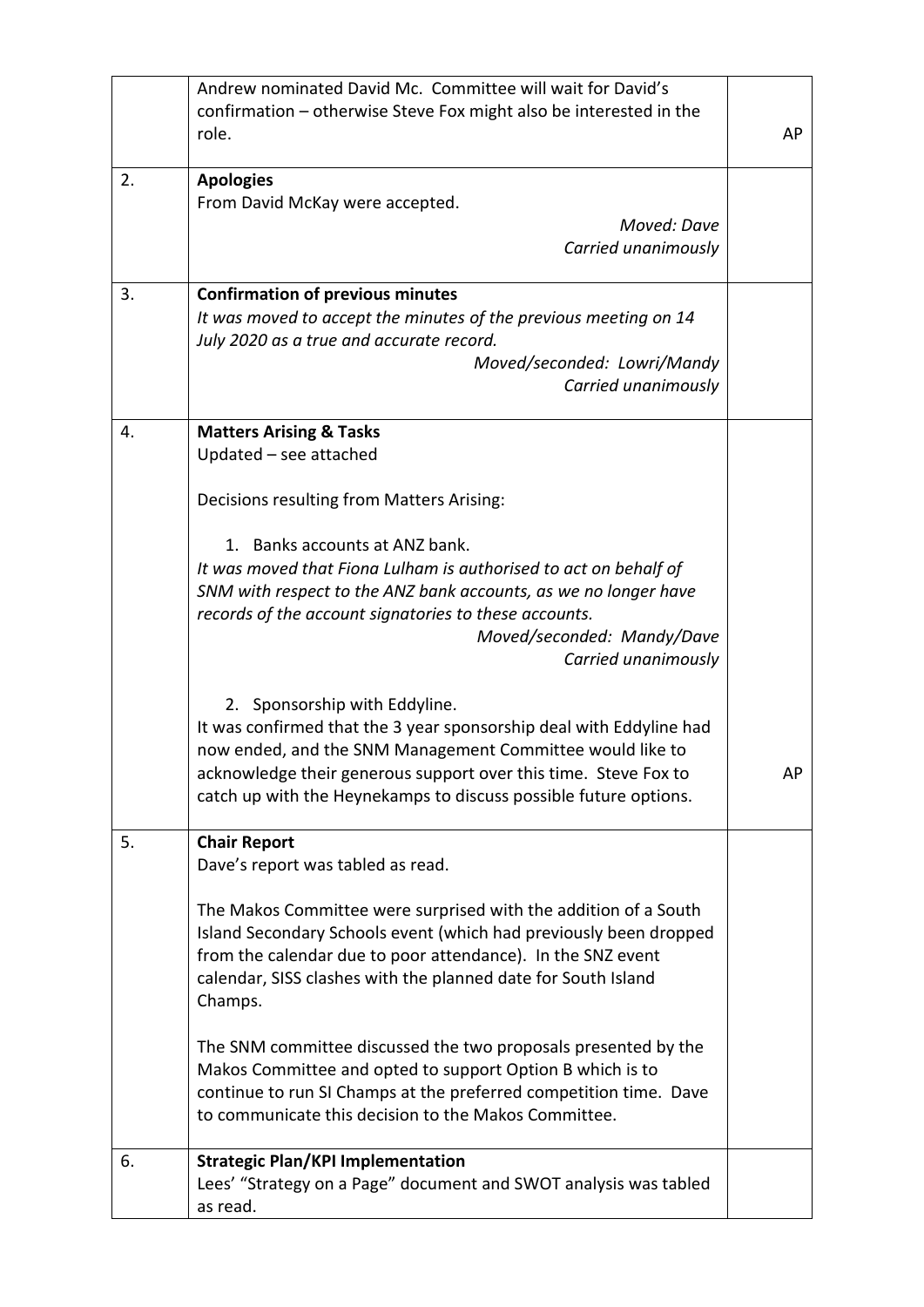| | | |
|---|---|---|
| | Andrew nominated David Mc. Committee will wait for David's confirmation – otherwise Steve Fox might also be interested in the role. | AP |
| 2. | **Apologies**<br>From David McKay were accepted.<br>*Moved: Dave*<br>*Carried unanimously* | |
| 3. | **Confirmation of previous minutes**<br>*It was moved to accept the minutes of the previous meeting on 14 July 2020 as a true and accurate record.*<br>*Moved/seconded: Lowri/Mandy*<br>*Carried unanimously* | |
| 4. | **Matters Arising & Tasks**<br>Updated – see attached<br><br>Decisions resulting from Matters Arising:<br><br>1. Banks accounts at ANZ bank.<br>*It was moved that Fiona Lulham is authorised to act on behalf of SNM with respect to the ANZ bank accounts, as we no longer have records of the account signatories to these accounts.*<br>*Moved/seconded: Mandy/Dave*<br>*Carried unanimously*<br><br>2. Sponsorship with Eddyline.<br>It was confirmed that the 3 year sponsorship deal with Eddyline had now ended, and the SNM Management Committee would like to acknowledge their generous support over this time. Steve Fox to catch up with the Heynekamps to discuss possible future options. | AP |
| 5. | **Chair Report**<br>Dave's report was tabled as read.<br><br>The Makos Committee were surprised with the addition of a South Island Secondary Schools event (which had previously been dropped from the calendar due to poor attendance). In the SNZ event calendar, SISS clashes with the planned date for South Island Champs.<br><br>The SNM committee discussed the two proposals presented by the Makos Committee and opted to support Option B which is to continue to run SI Champs at the preferred competition time. Dave to communicate this decision to the Makos Committee. | |
| 6. | **Strategic Plan/KPI Implementation**<br>Lees' "Strategy on a Page" document and SWOT analysis was tabled as read. | |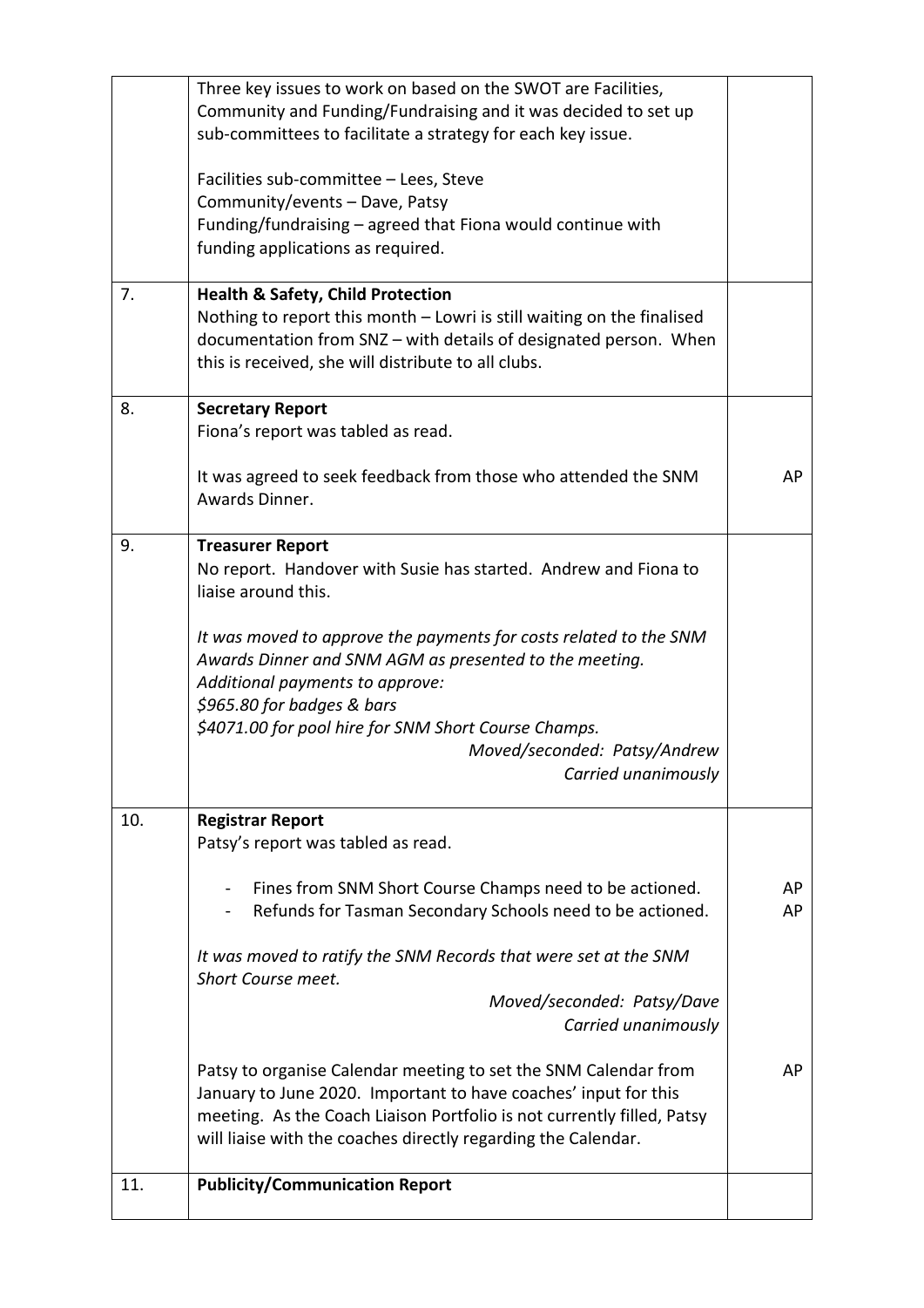| | | |
|---|---|---|
| | Three key issues to work on based on the SWOT are Facilities, Community and Funding/Fundraising and it was decided to set up sub-committees to facilitate a strategy for each key issue.<br><br>Facilities sub-committee – Lees, Steve<br>Community/events – Dave, Patsy<br>Funding/fundraising – agreed that Fiona would continue with funding applications as required. | |
| 7. | **Health & Safety, Child Protection**<br>Nothing to report this month – Lowri is still waiting on the finalised documentation from SNZ – with details of designated person. When this is received, she will distribute to all clubs. | |
| 8. | **Secretary Report**<br>Fiona's report was tabled as read.<br><br>It was agreed to seek feedback from those who attended the SNM Awards Dinner. | AP |
| 9. | **Treasurer Report**<br>No report. Handover with Susie has started. Andrew and Fiona to liaise around this.<br><br>*It was moved to approve the payments for costs related to the SNM Awards Dinner and SNM AGM as presented to the meeting.*<br>*Additional payments to approve:*<br>*$965.80 for badges & bars*<br>*$4071.00 for pool hire for SNM Short Course Champs.*<br>*Moved/seconded: Patsy/Andrew*<br>*Carried unanimously* | |
| 10. | **Registrar Report**<br>Patsy's report was tabled as read.<br><br>- Fines from SNM Short Course Champs need to be actioned.<br>- Refunds for Tasman Secondary Schools need to be actioned.<br><br>*It was moved to ratify the SNM Records that were set at the SNM Short Course meet.*<br>*Moved/seconded: Patsy/Dave*<br>*Carried unanimously*<br><br>Patsy to organise Calendar meeting to set the SNM Calendar from January to June 2020. Important to have coaches' input for this meeting. As the Coach Liaison Portfolio is not currently filled, Patsy will liaise with the coaches directly regarding the Calendar. | AP<br>AP<br><br><br><br><br><br>AP |
| 11. | **Publicity/Communication Report** | |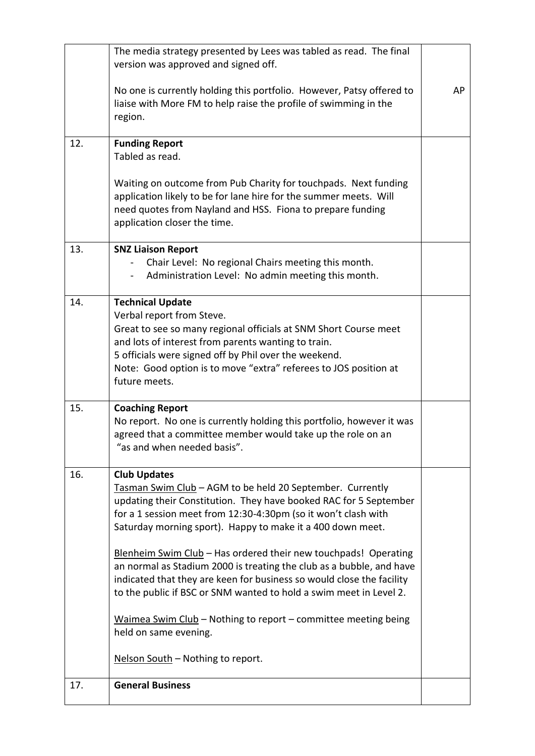|  |  |  |
| --- | --- | --- |
|  | The media strategy presented by Lees was tabled as read. The final version was approved and signed off.<br><br>No one is currently holding this portfolio. However, Patsy offered to liaise with More FM to help raise the profile of swimming in the region. | AP |
| 12. | **Funding Report**<br>Tabled as read.<br><br>Waiting on outcome from Pub Charity for touchpads. Next funding application likely to be for lane hire for the summer meets. Will need quotes from Nayland and HSS. Fiona to prepare funding application closer the time. |  |
| 13. | **SNZ Liaison Report**<br>- Chair Level: No regional Chairs meeting this month.<br>- Administration Level: No admin meeting this month. |  |
| 14. | **Technical Update**<br>Verbal report from Steve.<br>Great to see so many regional officials at SNM Short Course meet and lots of interest from parents wanting to train.<br>5 officials were signed off by Phil over the weekend.<br>Note: Good option is to move "extra" referees to JOS position at future meets. |  |
| 15. | **Coaching Report**<br>No report. No one is currently holding this portfolio, however it was agreed that a committee member would take up the role on an "as and when needed basis". |  |
| 16. | **Club Updates**<br><u>Tasman Swim Club</u> – AGM to be held 20 September. Currently updating their Constitution. They have booked RAC for 5 September for a 1 session meet from 12:30-4:30pm (so it won't clash with Saturday morning sport). Happy to make it a 400 down meet.<br><br><u>Blenheim Swim Club</u> – Has ordered their new touchpads! Operating an normal as Stadium 2000 is treating the club as a bubble, and have indicated that they are keen for business so would close the facility to the public if BSC or SNM wanted to hold a swim meet in Level 2.<br><br><u>Waimea Swim Club</u> – Nothing to report – committee meeting being held on same evening.<br><br><u>Nelson South</u> – Nothing to report. |  |
| 17. | **General Business** |  |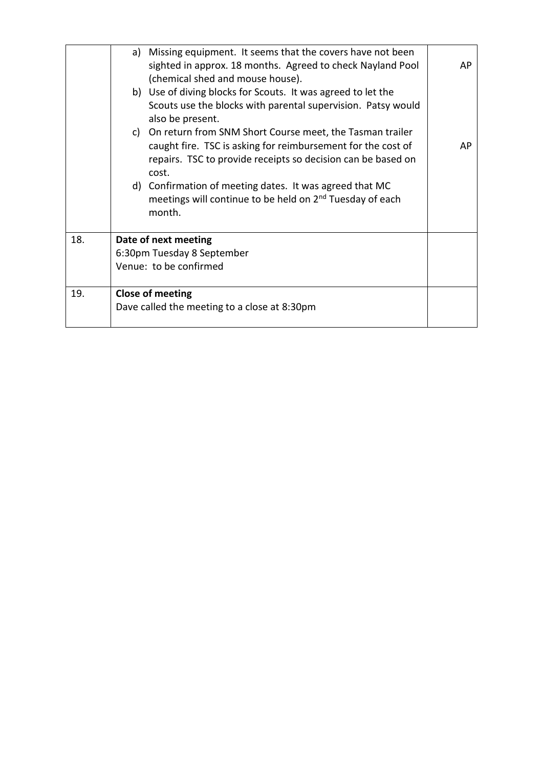| | | |
|---|---|---|
| | a) Missing equipment. It seems that the covers have not been sighted in approx. 18 months. Agreed to check Nayland Pool (chemical shed and mouse house).<br>b) Use of diving blocks for Scouts. It was agreed to let the Scouts use the blocks with parental supervision. Patsy would also be present.<br>c) On return from SNM Short Course meet, the Tasman trailer caught fire. TSC is asking for reimbursement for the cost of repairs. TSC to provide receipts so decision can be based on cost.<br>d) Confirmation of meeting dates. It was agreed that MC meetings will continue to be held on 2nd Tuesday of each month. | AP<br><br><br><br>AP |
| 18. | **Date of next meeting**<br>6:30pm Tuesday 8 September<br>Venue: to be confirmed | |
| 19. | **Close of meeting**<br>Dave called the meeting to a close at 8:30pm | |